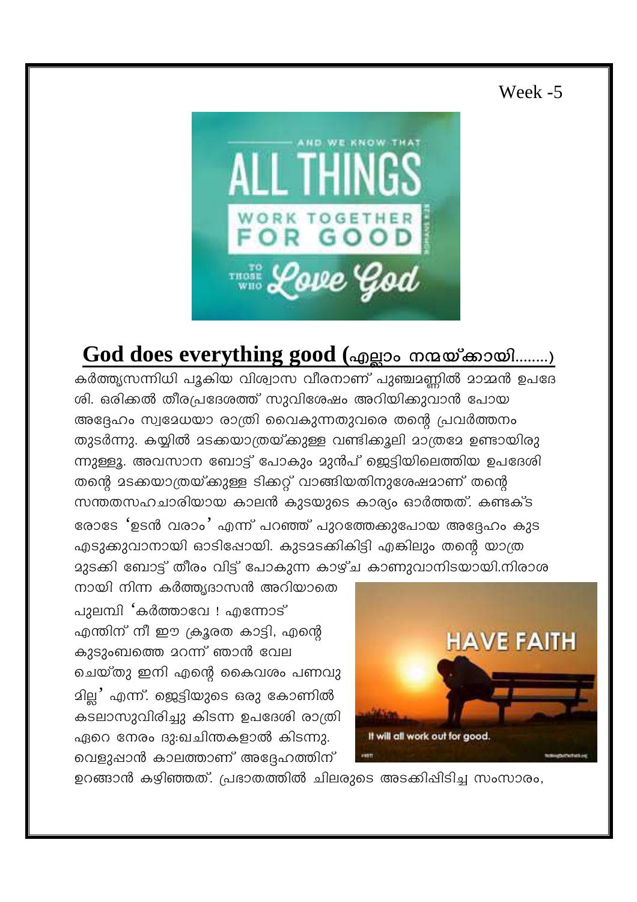Week -5

## God does everything good (എല്ലാം നന്മയ്ക്കായി........)

കർത്തൃസന്നിധി പൂകിയ വിശ്വാസ വീരനാണ് പുഞ്ചമണ്ണിൽ മാമ്മൻ ഉപദേശി. ഒരിക്കൽ തീരപ്രദേശത്ത് സുവിശേഷം അറിയിക്കുവാൻ പോയ അദ്ദേഹം സ്വമേധയാ രാത്രി വൈകുന്നതുവരെ തന്റെ പ്രവർത്തനം തുടർന്നു. കയ്യിൽ മടക്കയാത്രയ്ക്കുള്ള വണ്ടിക്കൂലി മാത്രമേ ഉണ്ടായിരുന്നുള്ളൂ. അവസാന ബോട്ട് പോകും മുൻപ് ജെട്ടിയിലെത്തിയ ഉപദേശി തന്റെ മടക്കയാത്രയ്ക്കുള്ള ടിക്കറ്റ് വാങ്ങിയതിനുശേഷമാണ് തന്റെ സന്തതസഹചാരിയായ കാലൻ കുടയുടെ കാര്യം ഓർത്തത്. കണ്ടക്ടറോടേ 'ഉടൻ വരാം' എന്ന് പറഞ്ഞ് പുറത്തേക്കുപോയ അദ്ദേഹം കുട എടുക്കുവാനായി ഓടിപ്പോയി. കുടമടക്കികിട്ടി എങ്കിലും തന്റെ യാത്ര മുടക്കി ബോട്ട് തീരം വിട്ട് പോകുന്ന കാഴ്ച കാണുവാനിടയായി.നിരാശനായി നിന്ന കർത്തൃദാസൻ അറിയാതെ പുലമ്പി 'കർത്താവേ ! എന്നോട് എന്തിന് നീ ഈ ക്രൂരത കാട്ടി, എന്റെ കുടുംബത്തെ മറന്ന് ഞാൻ വേല ചെയ്തു ഇനി എന്റെ കൈവശം പണവുമില്ല' എന്ന്. ജെട്ടിയുടെ ഒരു കോണിൽ കടലാസുവിരിച്ചു കിടന്ന ഉപദേശി രാത്രി ഏറെ നേരം ദു:ഖചിന്തകളാൽ കിടന്നു. വെളുപ്പാൻ കാലത്താണ് അദ്ദേഹത്തിന് ഉറങ്ങാൻ കഴിഞ്ഞത്. പ്രഭാതത്തിൽ ചിലരുടെ അടക്കിപ്പിടിച്ച സംസാരം,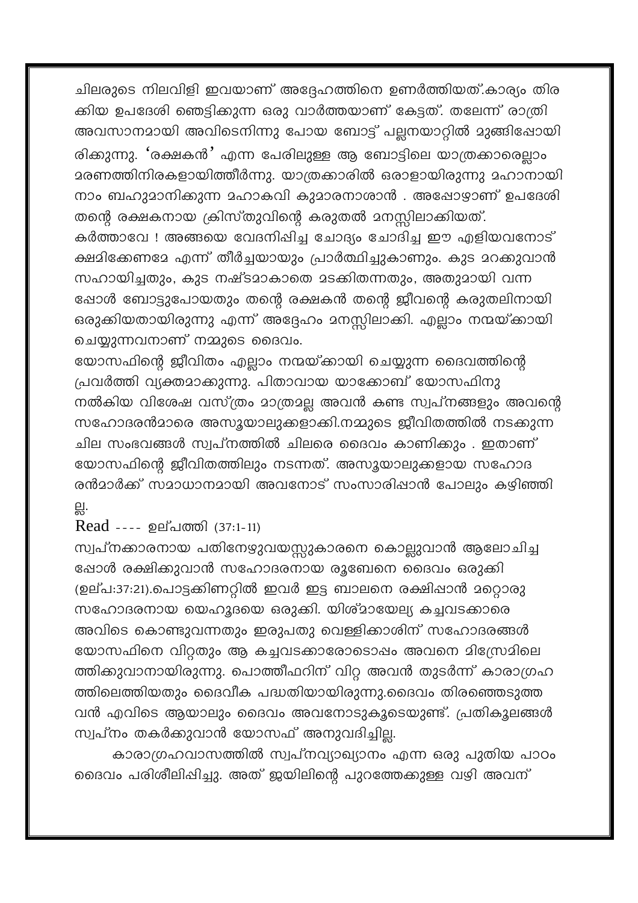ചിലരുടെ നിലവിളി ഇവയാണ് അദ്ദേഹത്തിനെ ഉണർത്തിയത്.കാര്യം തിരക്കിയ ഉപദേശി ഞെട്ടിക്കുന്ന ഒരു വാർത്തയാണ് കേട്ടത്. തലേന്ന് രാത്രി അവസാനമായി അവിടെനിന്നു പോയ ബോട്ട് പല്ലനയാറ്റിൽ മുങ്ങിപ്പോയിരിക്കുന്നു. 'രക്ഷകൻ' എന്ന പേരിലുള്ള ആ ബോട്ടിലെ യാത്രക്കാരെല്ലാം മരണത്തിനിരകളായിത്തീർന്നു. യാത്രക്കാരിൽ ഒരാളായിരുന്നു മഹാനായി നാം ബഹുമാനിക്കുന്ന മഹാകവി കുമാരനാശാൻ . അപ്പോഴാണ് ഉപദേശി തന്റെ രക്ഷകനായ ക്രിസ്തുവിന്റെ കരുതൽ മനസ്സിലാക്കിയത്.
കർത്താവേ ! അങ്ങയെ വേദനിപ്പിച്ച ചോദ്യം ചോദിച്ച ഈ എളിയവനോട് ക്ഷമിക്കേണമേ എന്ന് തീർച്ചയായും പ്രാർത്ഥിച്ചുകാണും. കുട മറക്കുവാൻ സഹായിച്ചതും, കുട നഷ്ടമാകാതെ മടക്കിതന്നതും, അതുമായി വന്നപ്പോൾ ബോട്ടുപോയതും തന്റെ രക്ഷകൻ തന്റെ ജീവന്റെ കരുതലിനായി ഒരുക്കിയതായിരുന്നു എന്ന് അദ്ദേഹം മനസ്സിലാക്കി. എല്ലാം നന്മയ്ക്കായി ചെയ്യുന്നവനാണ് നമ്മുടെ ദൈവം.
യോസഫിന്റെ ജീവിതം എല്ലാം നന്മയ്ക്കായി ചെയ്യുന്ന ദൈവത്തിന്റെ പ്രവർത്തി വ്യക്തമാക്കുന്നു. പിതാവായ യാക്കോബ് യോസഫിനു നൽകിയ വിശേഷ വസ്ത്രം മാത്രമല്ല അവൻ കണ്ട സ്വപ്നങ്ങളും അവന്റെ സഹോദരൻമാരെ അസൂയാലുക്കളാക്കി.നമ്മുടെ ജീവിതത്തിൽ നടക്കുന്ന ചില സംഭവങ്ങൾ സ്വപ്നത്തിൽ ചിലരെ ദൈവം കാണിക്കും . ഇതാണ് യോസഫിന്റെ ജീവിതത്തിലും നടന്നത്. അസൂയാലുക്കളായ സഹോദരൻമാർക്ക് സമാധാനമായി അവനോട് സംസാരിപ്പാൻ പോലും കഴിഞ്ഞില്ല.

Read ---- ഉല്പത്തി (37:1-11)

സ്വപ്നക്കാരനായ പതിനേഴുവയസ്സുകാരനെ കൊല്ലുവാൻ ആലോചിച്ചപ്പോൾ രക്ഷിക്കുവാൻ സഹോദരനായ രൂബേനെ ദൈവം ഒരുക്കി (ഉല്പ:37:21).പൊട്ടക്കിണറ്റിൽ ഇവർ ഇട്ട ബാലനെ രക്ഷിപ്പാൻ മറ്റൊരു സഹോദരനായ യെഹൂദയെ ഒരുക്കി. യിശ്മായേല്യ കച്ചവടക്കാരെ അവിടെ കൊണ്ടുവന്നതും ഇരുപതു വെള്ളിക്കാശിന് സഹോദരങ്ങൾ യോസഫിനെ വിറ്റതും ആ കച്ചവടക്കാരോടൊപ്പം അവനെ മിസ്രേമിലെത്തിക്കുവാനായിരുന്നു. പൊത്തീഫറിന് വിറ്റ അവൻ തുടർന്ന് കാരാഗ്രഹത്തിലെത്തിയതും ദൈവീക പദ്ധതിയായിരുന്നു.ദൈവം തിരഞ്ഞെടുത്തവൻ എവിടെ ആയാലും ദൈവം അവനോടുകൂടെയുണ്ട്. പ്രതികൂലങ്ങൾ സ്വപ്നം തകർക്കുവാൻ യോസഫ് അനുവദിച്ചില്ല.

കാരാഗ്രഹവാസത്തിൽ സ്വപ്നവ്യാഖ്യാനം എന്ന ഒരു പുതിയ പാഠം ദൈവം പരിശീലിപ്പിച്ചു. അത് ജയിലിന്റെ പുറത്തേക്കുള്ള വഴി അവന്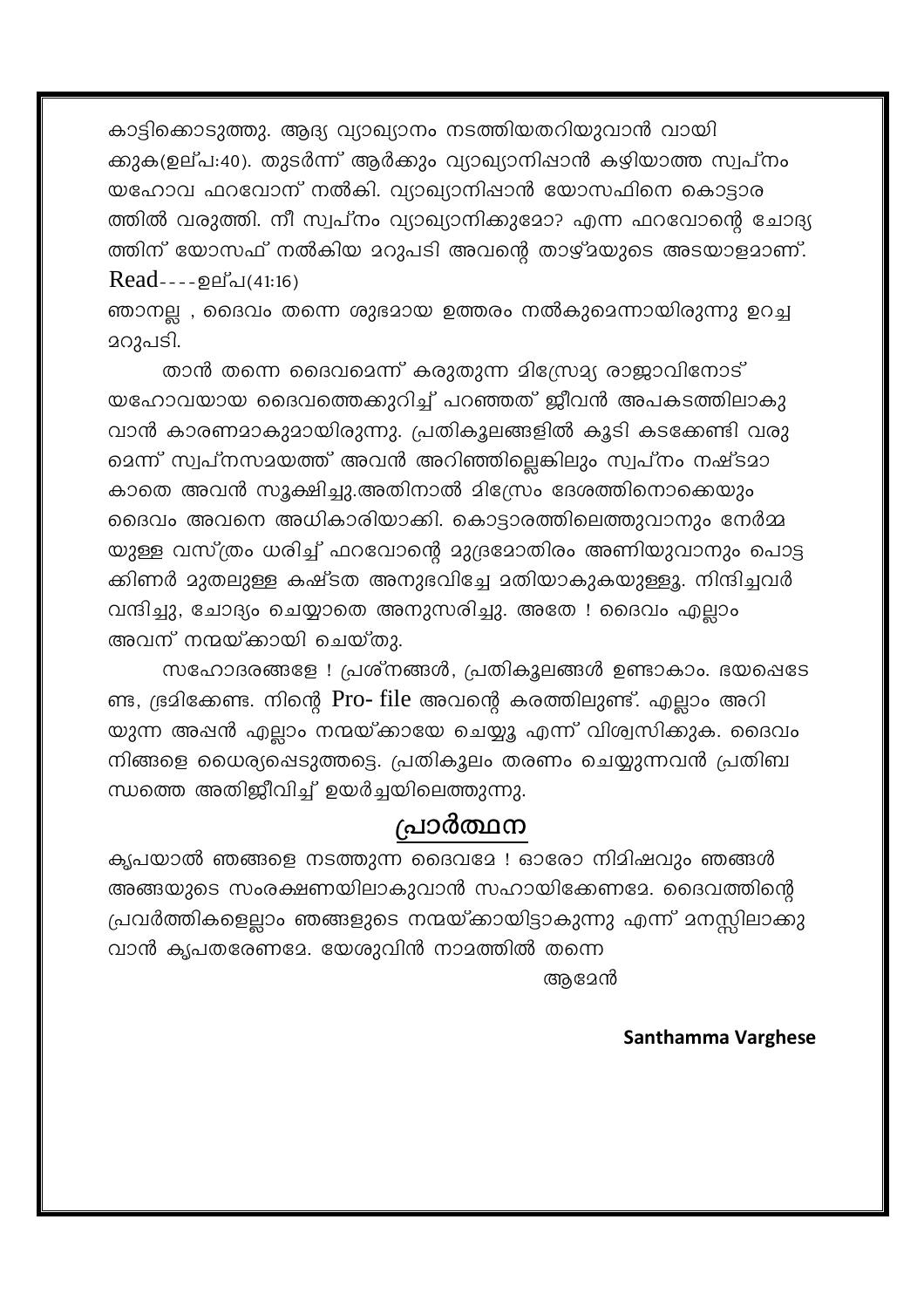കാട്ടിക്കൊടുത്തു. ആദ്യ വ്യാഖ്യാനം നടത്തിയതറിയുവാൻ വായിക്കുക(ഉല്പ:40). തുടർന്ന് ആർക്കും വ്യാഖ്യാനിപ്പാൻ കഴിയാത്ത സ്വപ്നം യഹോവ ഫറവോന് നൽകി. വ്യാഖ്യാനിപ്പാൻ യോസഫിനെ കൊട്ടാരത്തിൽ വരുത്തി. നീ സ്വപ്നം വ്യാഖ്യാനിക്കുമോ? എന്ന ഫറവോന്റെ ചോദ്യത്തിന് യോസഫ് നൽകിയ മറുപടി അവന്റെ താഴ്മയുടെ അടയാളമാണ്. Read----ഉല്പ(41:16)

ഞാനല്ല , ദൈവം തന്നെ ശുഭമായ ഉത്തരം നൽകുമെന്നായിരുന്നു ഉറച്ച മറുപടി.

താൻ തന്നെ ദൈവമെന്ന് കരുതുന്ന മിസ്രേമ്യ രാജാവിനോട് യഹോവയായ ദൈവത്തെക്കുറിച്ച് പറഞ്ഞത് ജീവൻ അപകടത്തിലാകുവാൻ കാരണമാകുമായിരുന്നു. പ്രതികൂലങ്ങളിൽ കൂടി കടക്കേണ്ടി വരുമെന്ന് സ്വപ്നസമയത്ത് അവൻ അറിഞ്ഞില്ലെങ്കിലും സ്വപ്നം നഷ്ടമാകാതെ അവൻ സൂക്ഷിച്ചു.അതിനാൽ മിസ്രേം ദേശത്തിനൊക്കെയും ദൈവം അവനെ അധികാരിയാക്കി. കൊട്ടാരത്തിലെത്തുവാനും നേർമ്മയുള്ള വസ്ത്രം ധരിച്ച് ഫറവോന്റെ മുദ്രമോതിരം അണിയുവാനും പൊട്ടക്കിണർ മുതലുള്ള കഷ്ടത അനുഭവിച്ചേ മതിയാകുകയുള്ളൂ. നിന്ദിച്ചവർ വന്ദിച്ചു, ചോദ്യം ചെയ്യാതെ അനുസരിച്ചു. അതേ ! ദൈവം എല്ലാം അവന് നന്മയ്ക്കായി ചെയ്തു.

സഹോദരങ്ങളേ ! പ്രശ്നങ്ങൾ, പ്രതികൂലങ്ങൾ ഉണ്ടാകാം. ഭയപ്പെടേണ്ട, ഭ്രമിക്കേണ്ട. നിന്റെ Pro- file അവന്റെ കരത്തിലുണ്ട്. എല്ലാം അറിയുന്ന അപ്പൻ എല്ലാം നന്മയ്ക്കായേ ചെയ്യൂ എന്ന് വിശ്വസിക്കുക. ദൈവം നിങ്ങളെ ധൈര്യപ്പെടുത്തട്ടെ. പ്രതികൂലം തരണം ചെയ്യുന്നവൻ പ്രതിബന്ധത്തെ അതിജീവിച്ച് ഉയർച്ചയിലെത്തുന്നു.

## പ്രാർത്ഥന

കൃപയാൽ ഞങ്ങളെ നടത്തുന്ന ദൈവമേ ! ഓരോ നിമിഷവും ഞങ്ങൾ അങ്ങയുടെ സംരക്ഷണയിലാകുവാൻ സഹായിക്കേണമേ. ദൈവത്തിന്റെ പ്രവർത്തികളെല്ലാം ഞങ്ങളുടെ നന്മയ്ക്കായിട്ടാകുന്നു എന്ന് മനസ്സിലാക്കുവാൻ കൃപതരേണമേ. യേശുവിൻ നാമത്തിൽ തന്നെ

ആമേൻ

**Santhamma Varghese**